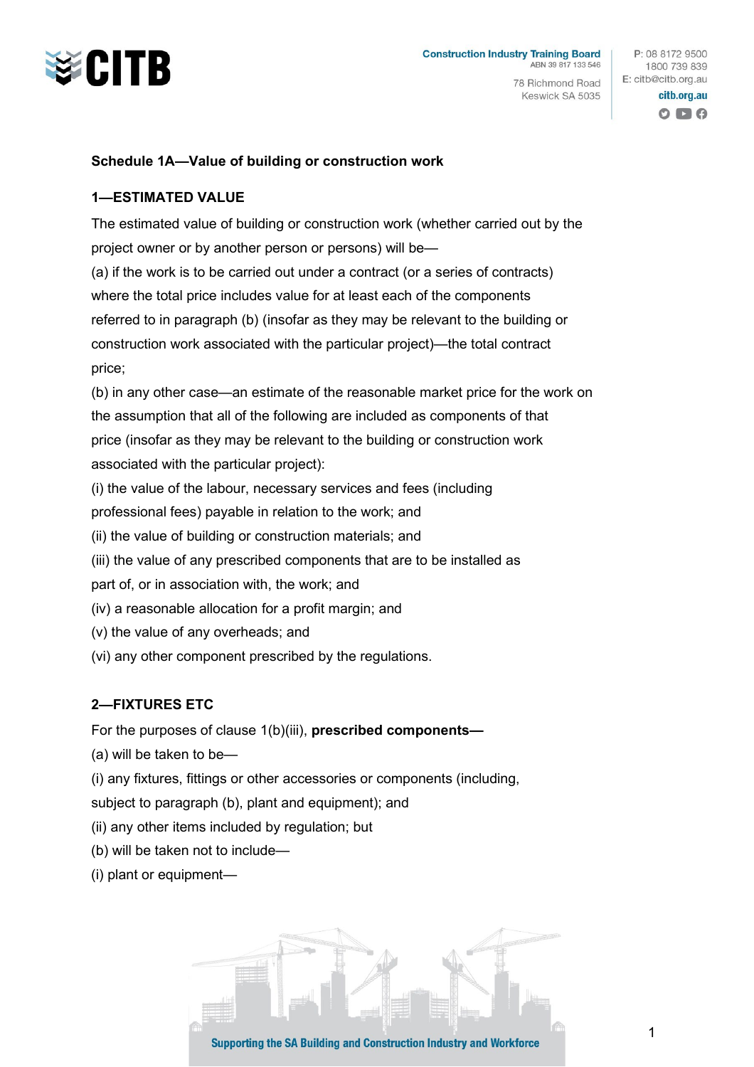## Schedule 1A—Value of building or construction work

### 1—ESTIMATED VALUE

The estimated value of building or construction work (whether carried out by the project owner or by another person or persons) will be—

(a) if the work is to be carried out under a contract (or a series of contracts) where the total price includes value for at least each of the components referred to in paragraph (b) (insofar as they may be relevant to the building or construction work associated with the particular project)—the total contract price;

(b) in any other case—an estimate of the reasonable market price for the work on the assumption that all of the following are included as components of that price (insofar as they may be relevant to the building or construction work associated with the particular project):

(i) the value of the labour, necessary services and fees (including professional fees) payable in relation to the work; and

(ii) the value of building or construction materials; and

(iii) the value of any prescribed components that are to be installed as part of, or in association with, the work; and

(iv) a reasonable allocation for a profit margin; and

(v) the value of any overheads; and

(vi) any other component prescribed by the regulations.

### 2—FIXTURES ETC

For the purposes of clause 1(b)(iii), **prescribed components—**

(a) will be taken to be—

(i) any fixtures, fittings or other accessories or components (including, subject to paragraph (b), plant and equipment); and

(ii) any other items included by regulation; but

(b) will be taken not to include—

(i) plant or equipment—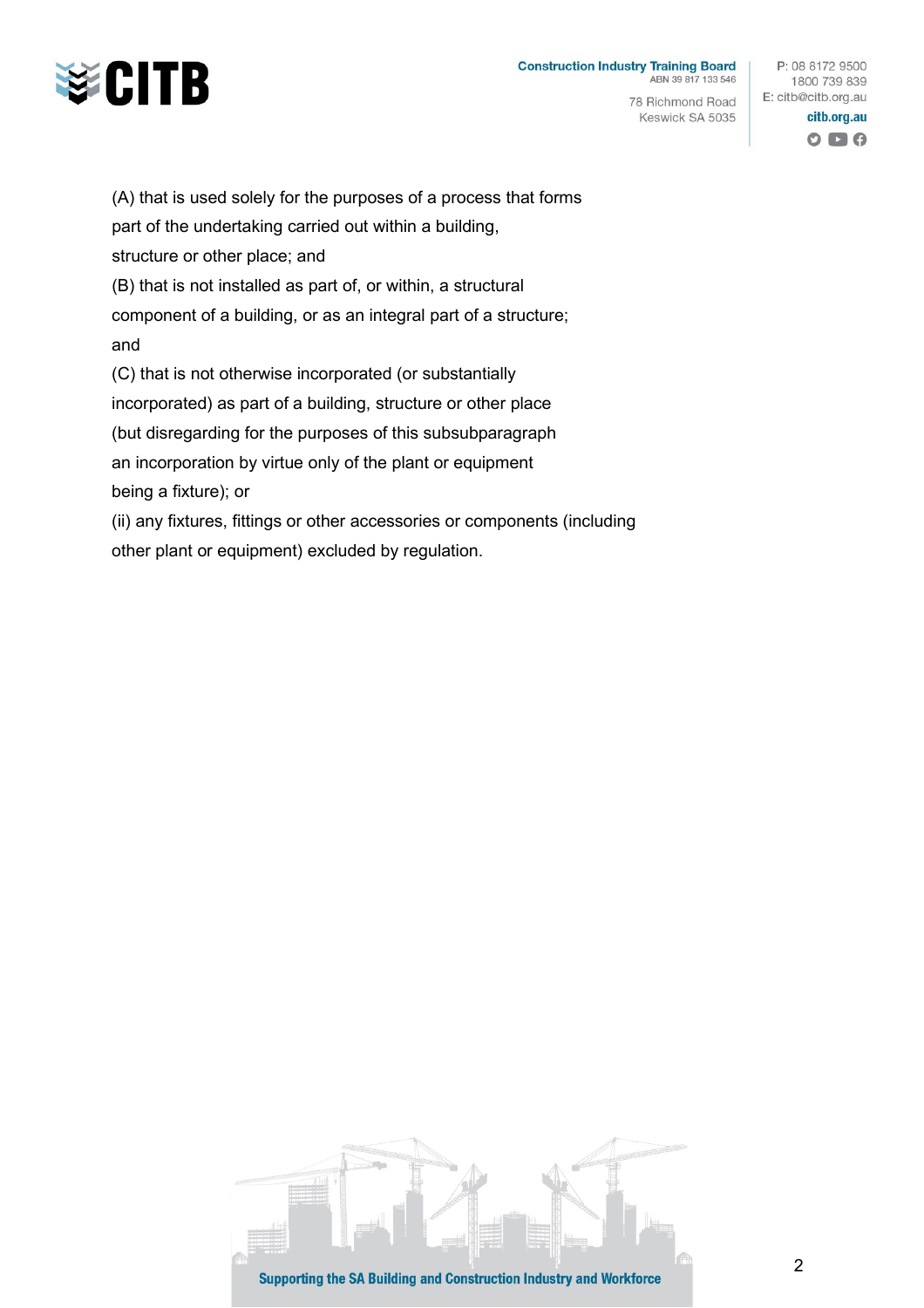(A) that is used solely for the purposes of a process that forms part of the undertaking carried out within a building, structure or other place; and

(B) that is not installed as part of, or within, a structural component of a building, or as an integral part of a structure; and

(C) that is not otherwise incorporated (or substantially incorporated) as part of a building, structure or other place (but disregarding for the purposes of this subsubparagraph an incorporation by virtue only of the plant or equipment being a fixture); or

(ii) any fixtures, fittings or other accessories or components (including other plant or equipment) excluded by regulation.